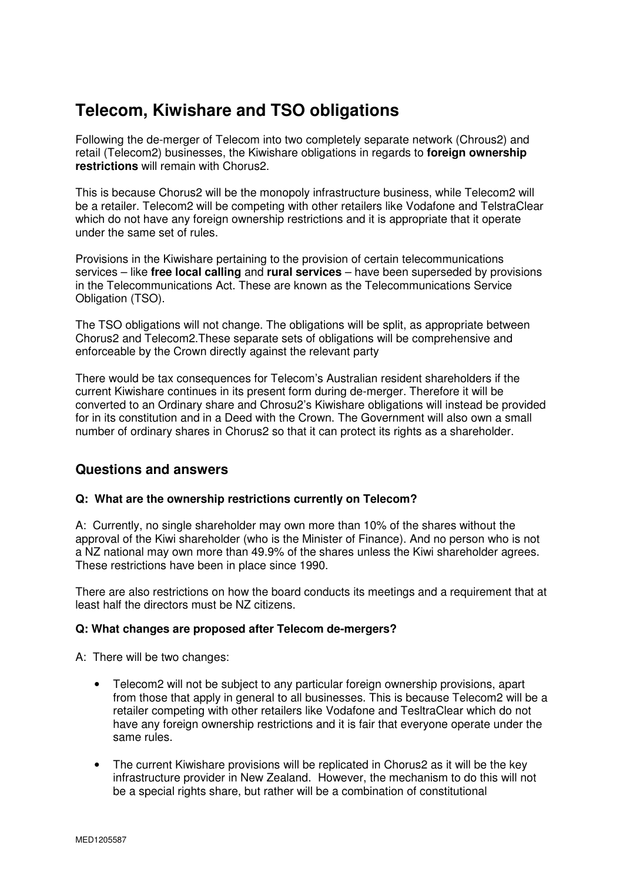# Telecom, Kiwishare and TSO obligations

Following the de-merger of Telecom into two completely separate network (Chrous2) and retail (Telecom2) businesses, the Kiwishare obligations in regards to **foreign ownership restrictions** will remain with Chorus2.

This is because Chorus2 will be the monopoly infrastructure business, while Telecom2 will be a retailer. Telecom2 will be competing with other retailers like Vodafone and TelstraClear which do not have any foreign ownership restrictions and it is appropriate that it operate under the same set of rules.

Provisions in the Kiwishare pertaining to the provision of certain telecommunications services – like **free local calling** and **rural services** – have been superseded by provisions in the Telecommunications Act. These are known as the Telecommunications Service Obligation (TSO).

The TSO obligations will not change. The obligations will be split, as appropriate between Chorus2 and Telecom2.These separate sets of obligations will be comprehensive and enforceable by the Crown directly against the relevant party

There would be tax consequences for Telecom's Australian resident shareholders if the current Kiwishare continues in its present form during de-merger. Therefore it will be converted to an Ordinary share and Chrosu2's Kiwishare obligations will instead be provided for in its constitution and in a Deed with the Crown. The Government will also own a small number of ordinary shares in Chorus2 so that it can protect its rights as a shareholder.

## Questions and answers

**Q: What are the ownership restrictions currently on Telecom?**

A: Currently, no single shareholder may own more than 10% of the shares without the approval of the Kiwi shareholder (who is the Minister of Finance). And no person who is not a NZ national may own more than 49.9% of the shares unless the Kiwi shareholder agrees. These restrictions have been in place since 1990.

There are also restrictions on how the board conducts its meetings and a requirement that at least half the directors must be NZ citizens.

**Q: What changes are proposed after Telecom de-mergers?**

A: There will be two changes:

- Telecom2 will not be subject to any particular foreign ownership provisions, apart from those that apply in general to all businesses. This is because Telecom2 will be a retailer competing with other retailers like Vodafone and TesltraClear which do not have any foreign ownership restrictions and it is fair that everyone operate under the same rules.
- The current Kiwishare provisions will be replicated in Chorus2 as it will be the key infrastructure provider in New Zealand. However, the mechanism to do this will not be a special rights share, but rather will be a combination of constitutional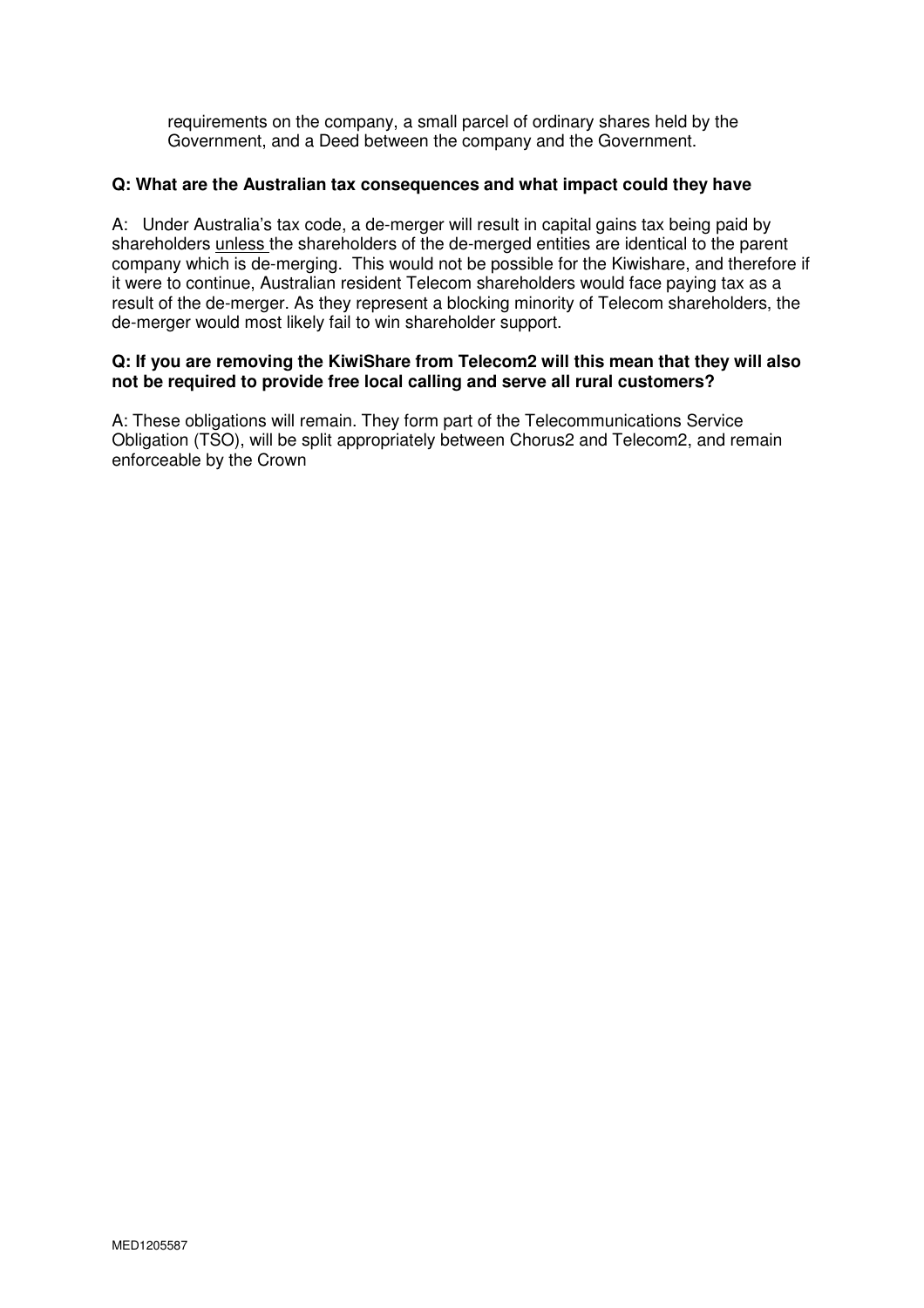requirements on the company, a small parcel of ordinary shares held by the Government, and a Deed between the company and the Government.

**Q: What are the Australian tax consequences and what impact could they have**

A: Under Australia's tax code, a de-merger will result in capital gains tax being paid by shareholders unless the shareholders of the de-merged entities are identical to the parent company which is de-merging. This would not be possible for the Kiwishare, and therefore if it were to continue, Australian resident Telecom shareholders would face paying tax as a result of the de-merger. As they represent a blocking minority of Telecom shareholders, the de-merger would most likely fail to win shareholder support.

**Q: If you are removing the KiwiShare from Telecom2 will this mean that they will also not be required to provide free local calling and serve all rural customers?**

A: These obligations will remain. They form part of the Telecommunications Service Obligation (TSO), will be split appropriately between Chorus2 and Telecom2, and remain enforceable by the Crown

MED1205587